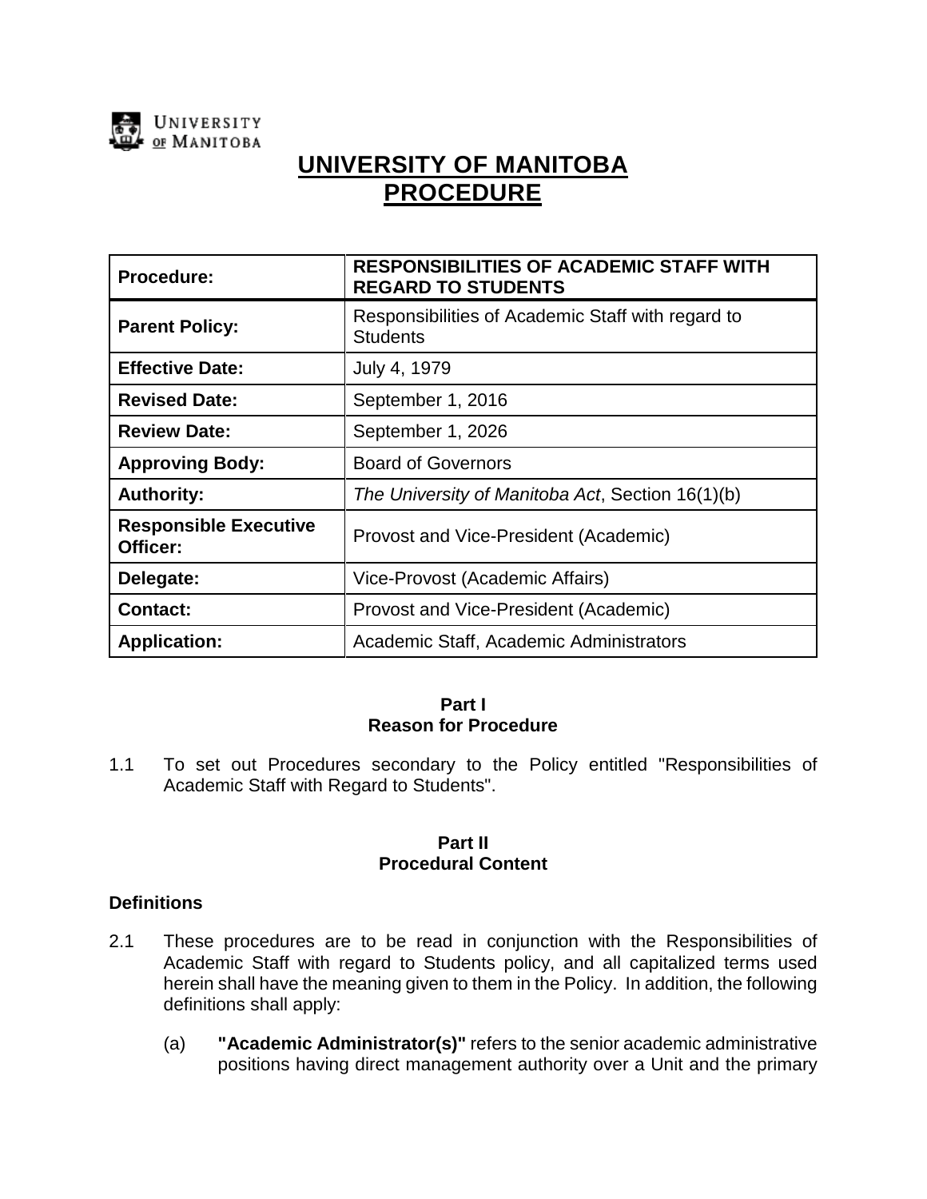UNIVERSITY OF MANITOBA

# UNIVERSITY OF MANITOBA PROCEDURE

| | |
|---|---|
| **Procedure:** | **RESPONSIBILITIES OF ACADEMIC STAFF WITH REGARD TO STUDENTS** |
| **Parent Policy:** | Responsibilities of Academic Staff with regard to Students |
| **Effective Date:** | July 4, 1979 |
| **Revised Date:** | September 1, 2016 |
| **Review Date:** | September 1, 2026 |
| **Approving Body:** | Board of Governors |
| **Authority:** | *The University of Manitoba Act*, Section 16(1)(b) |
| **Responsible Executive Officer:** | Provost and Vice-President (Academic) |
| **Delegate:** | Vice-Provost (Academic Affairs) |
| **Contact:** | Provost and Vice-President (Academic) |
| **Application:** | Academic Staff, Academic Administrators |

## Part I
## Reason for Procedure

1.1 To set out Procedures secondary to the Policy entitled "Responsibilities of Academic Staff with Regard to Students".

## Part II
## Procedural Content

### Definitions

2.1 These procedures are to be read in conjunction with the Responsibilities of Academic Staff with regard to Students policy, and all capitalized terms used herein shall have the meaning given to them in the Policy. In addition, the following definitions shall apply:

(a) **"Academic Administrator(s)"** refers to the senior academic administrative positions having direct management authority over a Unit and the primary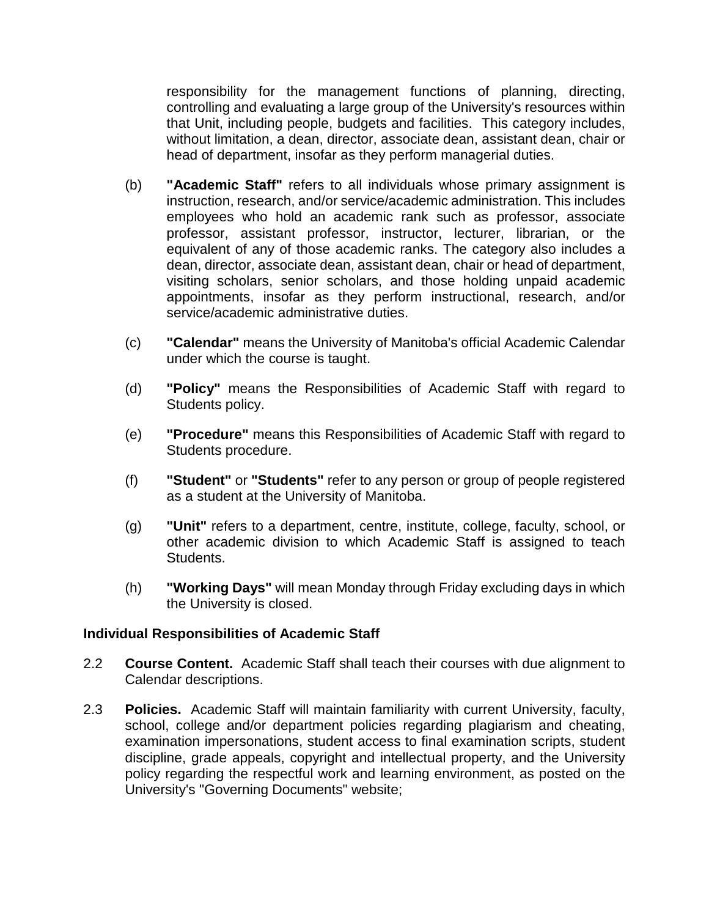responsibility for the management functions of planning, directing, controlling and evaluating a large group of the University's resources within that Unit, including people, budgets and facilities. This category includes, without limitation, a dean, director, associate dean, assistant dean, chair or head of department, insofar as they perform managerial duties.

(b) **"Academic Staff"** refers to all individuals whose primary assignment is instruction, research, and/or service/academic administration. This includes employees who hold an academic rank such as professor, associate professor, assistant professor, instructor, lecturer, librarian, or the equivalent of any of those academic ranks. The category also includes a dean, director, associate dean, assistant dean, chair or head of department, visiting scholars, senior scholars, and those holding unpaid academic appointments, insofar as they perform instructional, research, and/or service/academic administrative duties.

(c) **"Calendar"** means the University of Manitoba's official Academic Calendar under which the course is taught.

(d) **"Policy"** means the Responsibilities of Academic Staff with regard to Students policy.

(e) **"Procedure"** means this Responsibilities of Academic Staff with regard to Students procedure.

(f) **"Student"** or **"Students"** refer to any person or group of people registered as a student at the University of Manitoba.

(g) **"Unit"** refers to a department, centre, institute, college, faculty, school, or other academic division to which Academic Staff is assigned to teach Students.

(h) **"Working Days"** will mean Monday through Friday excluding days in which the University is closed.

**Individual Responsibilities of Academic Staff**

2.2 **Course Content.** Academic Staff shall teach their courses with due alignment to Calendar descriptions.

2.3 **Policies.** Academic Staff will maintain familiarity with current University, faculty, school, college and/or department policies regarding plagiarism and cheating, examination impersonations, student access to final examination scripts, student discipline, grade appeals, copyright and intellectual property, and the University policy regarding the respectful work and learning environment, as posted on the University's "Governing Documents" website;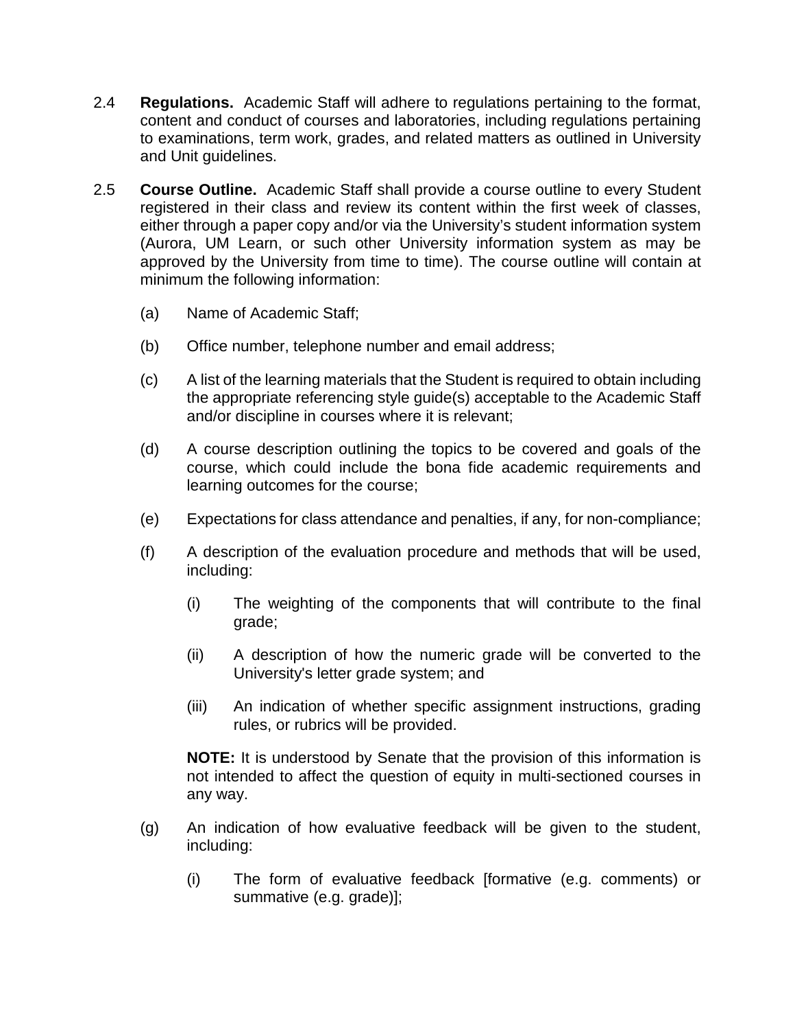2.4 **Regulations.** Academic Staff will adhere to regulations pertaining to the format, content and conduct of courses and laboratories, including regulations pertaining to examinations, term work, grades, and related matters as outlined in University and Unit guidelines.

2.5 **Course Outline.** Academic Staff shall provide a course outline to every Student registered in their class and review its content within the first week of classes, either through a paper copy and/or via the University's student information system (Aurora, UM Learn, or such other University information system as may be approved by the University from time to time). The course outline will contain at minimum the following information:

(a) Name of Academic Staff;

(b) Office number, telephone number and email address;

(c) A list of the learning materials that the Student is required to obtain including the appropriate referencing style guide(s) acceptable to the Academic Staff and/or discipline in courses where it is relevant;

(d) A course description outlining the topics to be covered and goals of the course, which could include the bona fide academic requirements and learning outcomes for the course;

(e) Expectations for class attendance and penalties, if any, for non-compliance;

(f) A description of the evaluation procedure and methods that will be used, including:

(i) The weighting of the components that will contribute to the final grade;

(ii) A description of how the numeric grade will be converted to the University's letter grade system; and

(iii) An indication of whether specific assignment instructions, grading rules, or rubrics will be provided.

**NOTE:** It is understood by Senate that the provision of this information is not intended to affect the question of equity in multi-sectioned courses in any way.

(g) An indication of how evaluative feedback will be given to the student, including:

(i) The form of evaluative feedback [formative (e.g. comments) or summative (e.g. grade)];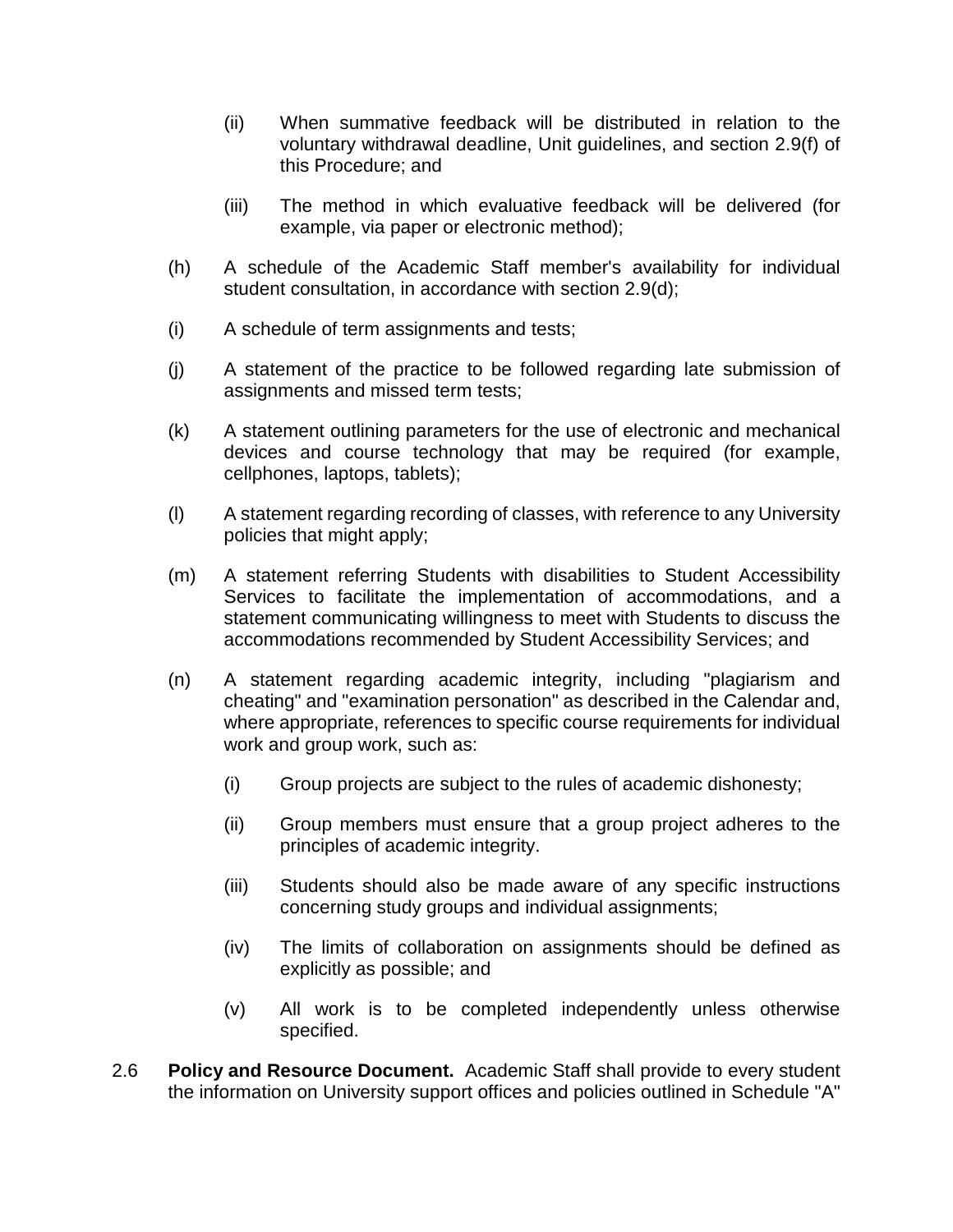(ii) When summative feedback will be distributed in relation to the voluntary withdrawal deadline, Unit guidelines, and section 2.9(f) of this Procedure; and

(iii) The method in which evaluative feedback will be delivered (for example, via paper or electronic method);

(h) A schedule of the Academic Staff member's availability for individual student consultation, in accordance with section 2.9(d);

(i) A schedule of term assignments and tests;

(j) A statement of the practice to be followed regarding late submission of assignments and missed term tests;

(k) A statement outlining parameters for the use of electronic and mechanical devices and course technology that may be required (for example, cellphones, laptops, tablets);

(l) A statement regarding recording of classes, with reference to any University policies that might apply;

(m) A statement referring Students with disabilities to Student Accessibility Services to facilitate the implementation of accommodations, and a statement communicating willingness to meet with Students to discuss the accommodations recommended by Student Accessibility Services; and

(n) A statement regarding academic integrity, including "plagiarism and cheating" and "examination personation" as described in the Calendar and, where appropriate, references to specific course requirements for individual work and group work, such as:

(i) Group projects are subject to the rules of academic dishonesty;

(ii) Group members must ensure that a group project adheres to the principles of academic integrity.

(iii) Students should also be made aware of any specific instructions concerning study groups and individual assignments;

(iv) The limits of collaboration on assignments should be defined as explicitly as possible; and

(v) All work is to be completed independently unless otherwise specified.

2.6 **Policy and Resource Document.** Academic Staff shall provide to every student the information on University support offices and policies outlined in Schedule "A"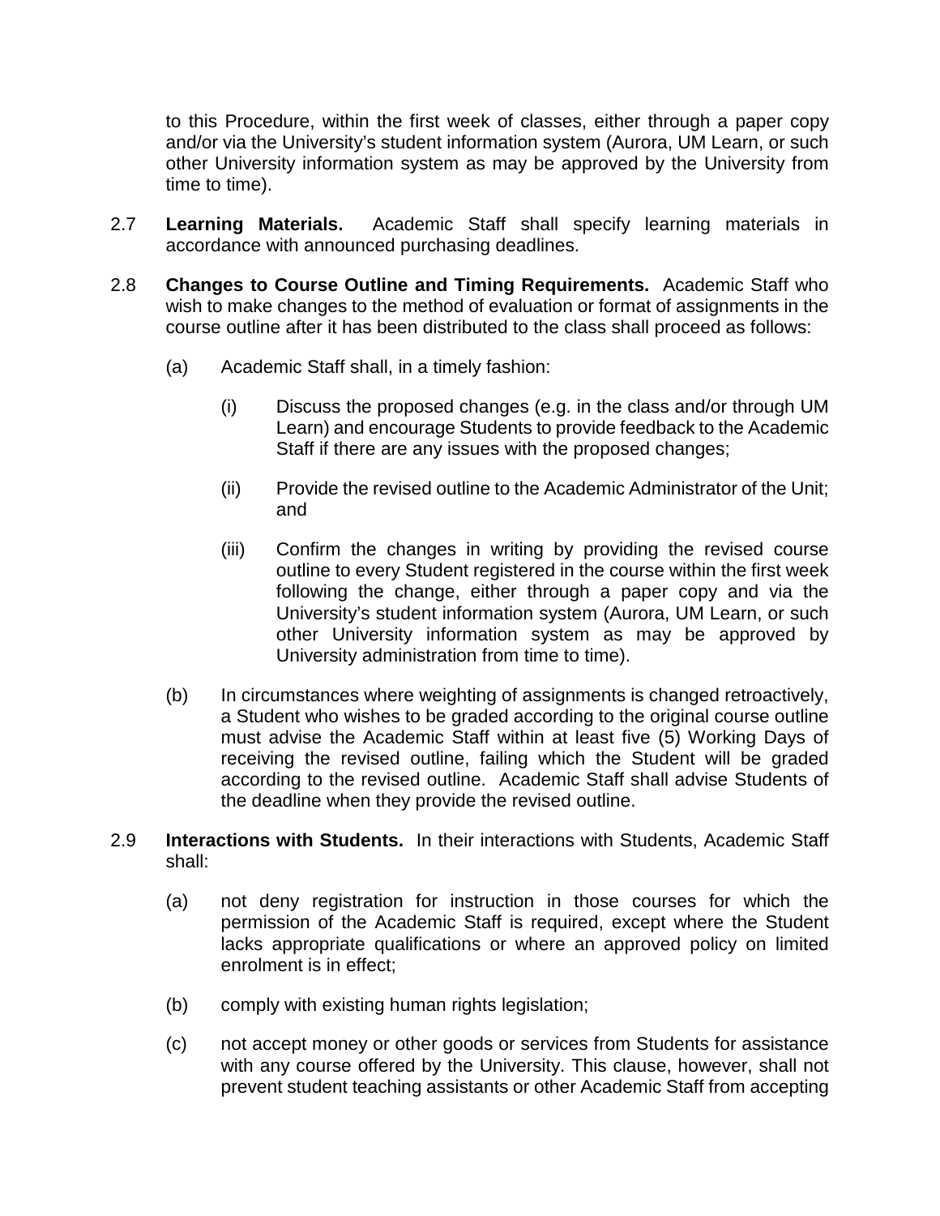to this Procedure, within the first week of classes, either through a paper copy and/or via the University's student information system (Aurora, UM Learn, or such other University information system as may be approved by the University from time to time).

2.7 **Learning Materials.** Academic Staff shall specify learning materials in accordance with announced purchasing deadlines.

2.8 **Changes to Course Outline and Timing Requirements.** Academic Staff who wish to make changes to the method of evaluation or format of assignments in the course outline after it has been distributed to the class shall proceed as follows:

(a) Academic Staff shall, in a timely fashion:

(i) Discuss the proposed changes (e.g. in the class and/or through UM Learn) and encourage Students to provide feedback to the Academic Staff if there are any issues with the proposed changes;

(ii) Provide the revised outline to the Academic Administrator of the Unit; and

(iii) Confirm the changes in writing by providing the revised course outline to every Student registered in the course within the first week following the change, either through a paper copy and via the University's student information system (Aurora, UM Learn, or such other University information system as may be approved by University administration from time to time).

(b) In circumstances where weighting of assignments is changed retroactively, a Student who wishes to be graded according to the original course outline must advise the Academic Staff within at least five (5) Working Days of receiving the revised outline, failing which the Student will be graded according to the revised outline. Academic Staff shall advise Students of the deadline when they provide the revised outline.

2.9 **Interactions with Students.** In their interactions with Students, Academic Staff shall:

(a) not deny registration for instruction in those courses for which the permission of the Academic Staff is required, except where the Student lacks appropriate qualifications or where an approved policy on limited enrolment is in effect;

(b) comply with existing human rights legislation;

(c) not accept money or other goods or services from Students for assistance with any course offered by the University. This clause, however, shall not prevent student teaching assistants or other Academic Staff from accepting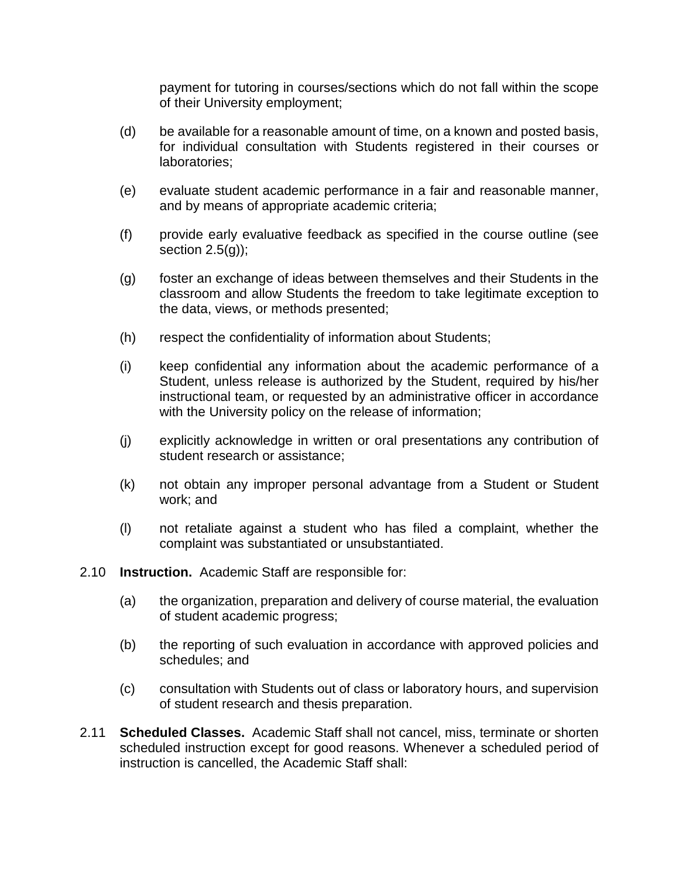payment for tutoring in courses/sections which do not fall within the scope of their University employment;

(d) be available for a reasonable amount of time, on a known and posted basis, for individual consultation with Students registered in their courses or laboratories;

(e) evaluate student academic performance in a fair and reasonable manner, and by means of appropriate academic criteria;

(f) provide early evaluative feedback as specified in the course outline (see section 2.5(g));

(g) foster an exchange of ideas between themselves and their Students in the classroom and allow Students the freedom to take legitimate exception to the data, views, or methods presented;

(h) respect the confidentiality of information about Students;

(i) keep confidential any information about the academic performance of a Student, unless release is authorized by the Student, required by his/her instructional team, or requested by an administrative officer in accordance with the University policy on the release of information;

(j) explicitly acknowledge in written or oral presentations any contribution of student research or assistance;

(k) not obtain any improper personal advantage from a Student or Student work; and

(l) not retaliate against a student who has filed a complaint, whether the complaint was substantiated or unsubstantiated.

2.10 **Instruction.** Academic Staff are responsible for:

(a) the organization, preparation and delivery of course material, the evaluation of student academic progress;

(b) the reporting of such evaluation in accordance with approved policies and schedules; and

(c) consultation with Students out of class or laboratory hours, and supervision of student research and thesis preparation.

2.11 **Scheduled Classes.** Academic Staff shall not cancel, miss, terminate or shorten scheduled instruction except for good reasons. Whenever a scheduled period of instruction is cancelled, the Academic Staff shall: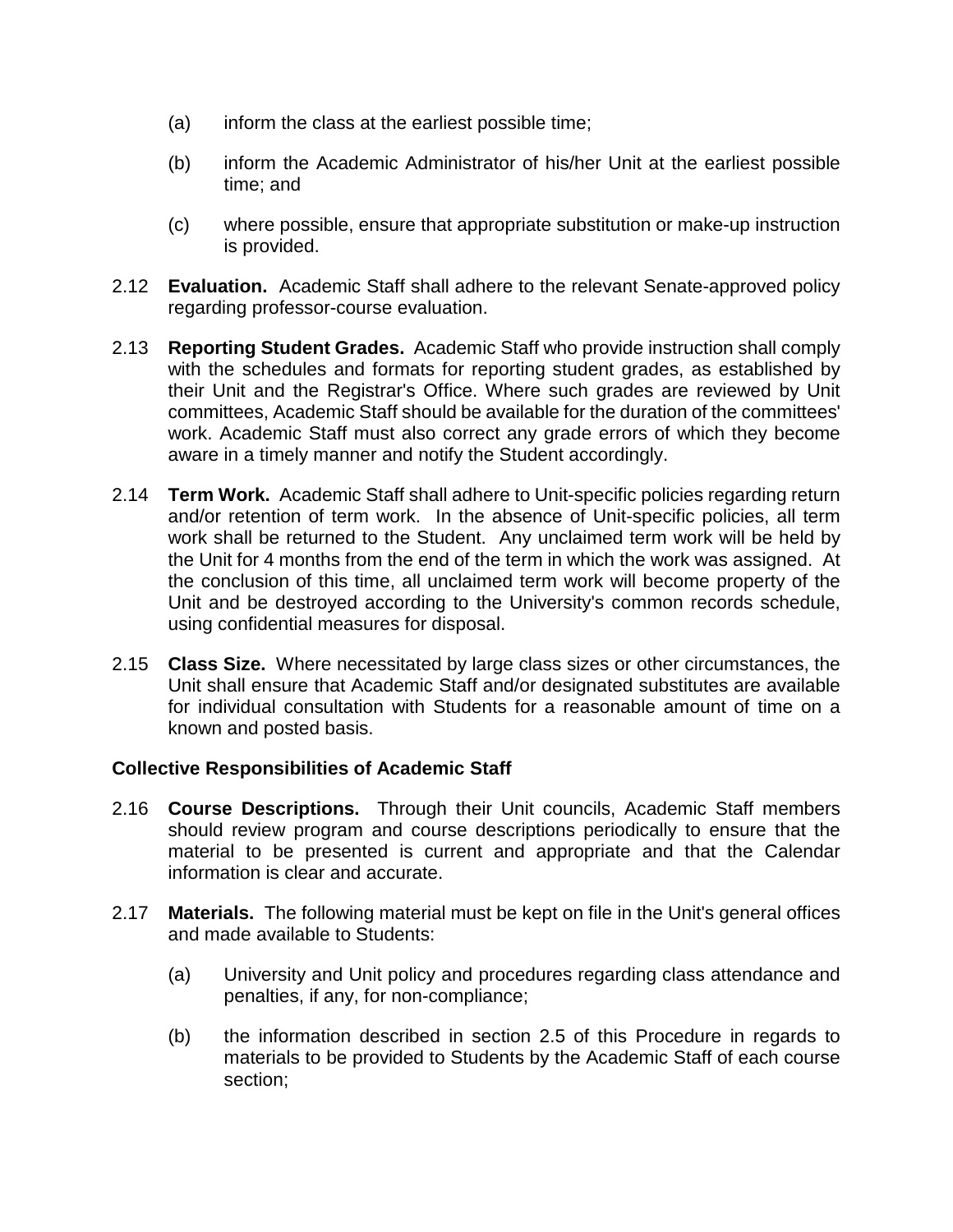(a) inform the class at the earliest possible time;

(b) inform the Academic Administrator of his/her Unit at the earliest possible time; and

(c) where possible, ensure that appropriate substitution or make-up instruction is provided.

2.12 **Evaluation.** Academic Staff shall adhere to the relevant Senate-approved policy regarding professor-course evaluation.

2.13 **Reporting Student Grades.** Academic Staff who provide instruction shall comply with the schedules and formats for reporting student grades, as established by their Unit and the Registrar's Office. Where such grades are reviewed by Unit committees, Academic Staff should be available for the duration of the committees' work. Academic Staff must also correct any grade errors of which they become aware in a timely manner and notify the Student accordingly.

2.14 **Term Work.** Academic Staff shall adhere to Unit-specific policies regarding return and/or retention of term work. In the absence of Unit-specific policies, all term work shall be returned to the Student. Any unclaimed term work will be held by the Unit for 4 months from the end of the term in which the work was assigned. At the conclusion of this time, all unclaimed term work will become property of the Unit and be destroyed according to the University's common records schedule, using confidential measures for disposal.

2.15 **Class Size.** Where necessitated by large class sizes or other circumstances, the Unit shall ensure that Academic Staff and/or designated substitutes are available for individual consultation with Students for a reasonable amount of time on a known and posted basis.

### Collective Responsibilities of Academic Staff

2.16 **Course Descriptions.** Through their Unit councils, Academic Staff members should review program and course descriptions periodically to ensure that the material to be presented is current and appropriate and that the Calendar information is clear and accurate.

2.17 **Materials.** The following material must be kept on file in the Unit's general offices and made available to Students:

(a) University and Unit policy and procedures regarding class attendance and penalties, if any, for non-compliance;

(b) the information described in section 2.5 of this Procedure in regards to materials to be provided to Students by the Academic Staff of each course section;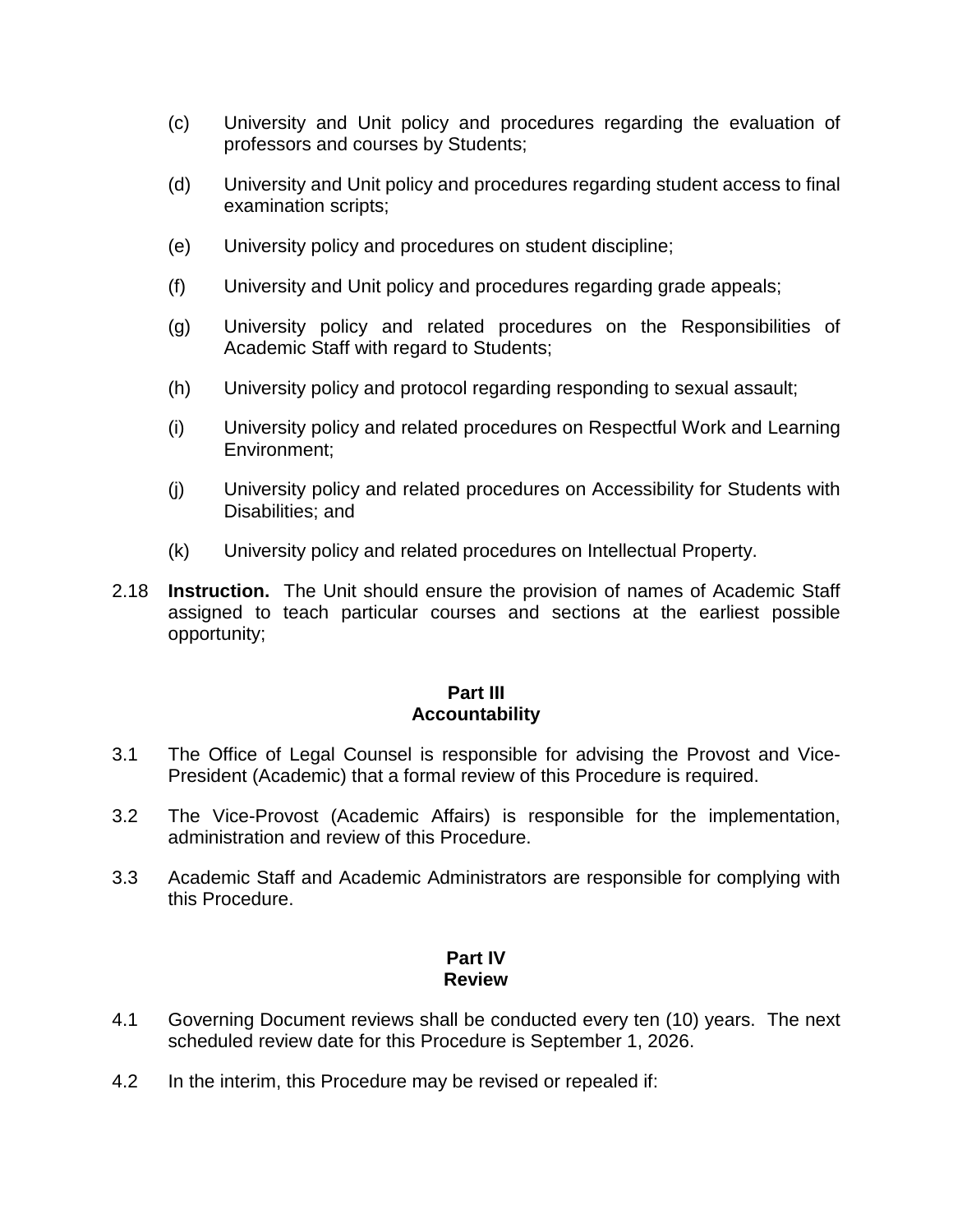(c) University and Unit policy and procedures regarding the evaluation of professors and courses by Students;

(d) University and Unit policy and procedures regarding student access to final examination scripts;

(e) University policy and procedures on student discipline;

(f) University and Unit policy and procedures regarding grade appeals;

(g) University policy and related procedures on the Responsibilities of Academic Staff with regard to Students;

(h) University policy and protocol regarding responding to sexual assault;

(i) University policy and related procedures on Respectful Work and Learning Environment;

(j) University policy and related procedures on Accessibility for Students with Disabilities; and

(k) University policy and related procedures on Intellectual Property.

2.18 **Instruction.** The Unit should ensure the provision of names of Academic Staff assigned to teach particular courses and sections at the earliest possible opportunity;

## Part III
## Accountability

3.1 The Office of Legal Counsel is responsible for advising the Provost and Vice-President (Academic) that a formal review of this Procedure is required.

3.2 The Vice-Provost (Academic Affairs) is responsible for the implementation, administration and review of this Procedure.

3.3 Academic Staff and Academic Administrators are responsible for complying with this Procedure.

## Part IV
## Review

4.1 Governing Document reviews shall be conducted every ten (10) years. The next scheduled review date for this Procedure is September 1, 2026.

4.2 In the interim, this Procedure may be revised or repealed if: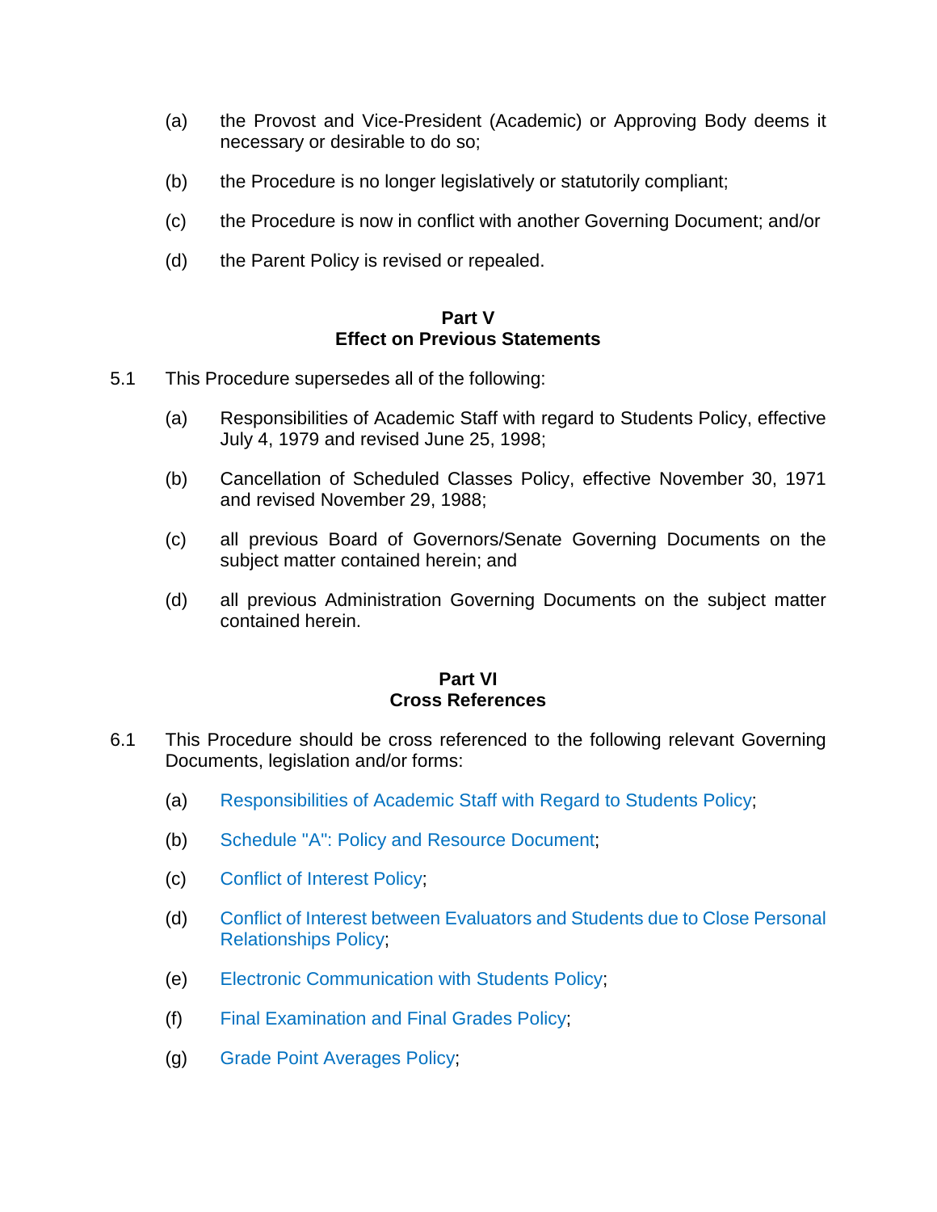(a) the Provost and Vice-President (Academic) or Approving Body deems it necessary or desirable to do so;

(b) the Procedure is no longer legislatively or statutorily compliant;

(c) the Procedure is now in conflict with another Governing Document; and/or

(d) the Parent Policy is revised or repealed.

## Part V
## Effect on Previous Statements

5.1 This Procedure supersedes all of the following:

(a) Responsibilities of Academic Staff with regard to Students Policy, effective July 4, 1979 and revised June 25, 1998;

(b) Cancellation of Scheduled Classes Policy, effective November 30, 1971 and revised November 29, 1988;

(c) all previous Board of Governors/Senate Governing Documents on the subject matter contained herein; and

(d) all previous Administration Governing Documents on the subject matter contained herein.

## Part VI
## Cross References

6.1 This Procedure should be cross referenced to the following relevant Governing Documents, legislation and/or forms:

(a) Responsibilities of Academic Staff with Regard to Students Policy;

(b) Schedule "A": Policy and Resource Document;

(c) Conflict of Interest Policy;

(d) Conflict of Interest between Evaluators and Students due to Close Personal Relationships Policy;

(e) Electronic Communication with Students Policy;

(f) Final Examination and Final Grades Policy;

(g) Grade Point Averages Policy;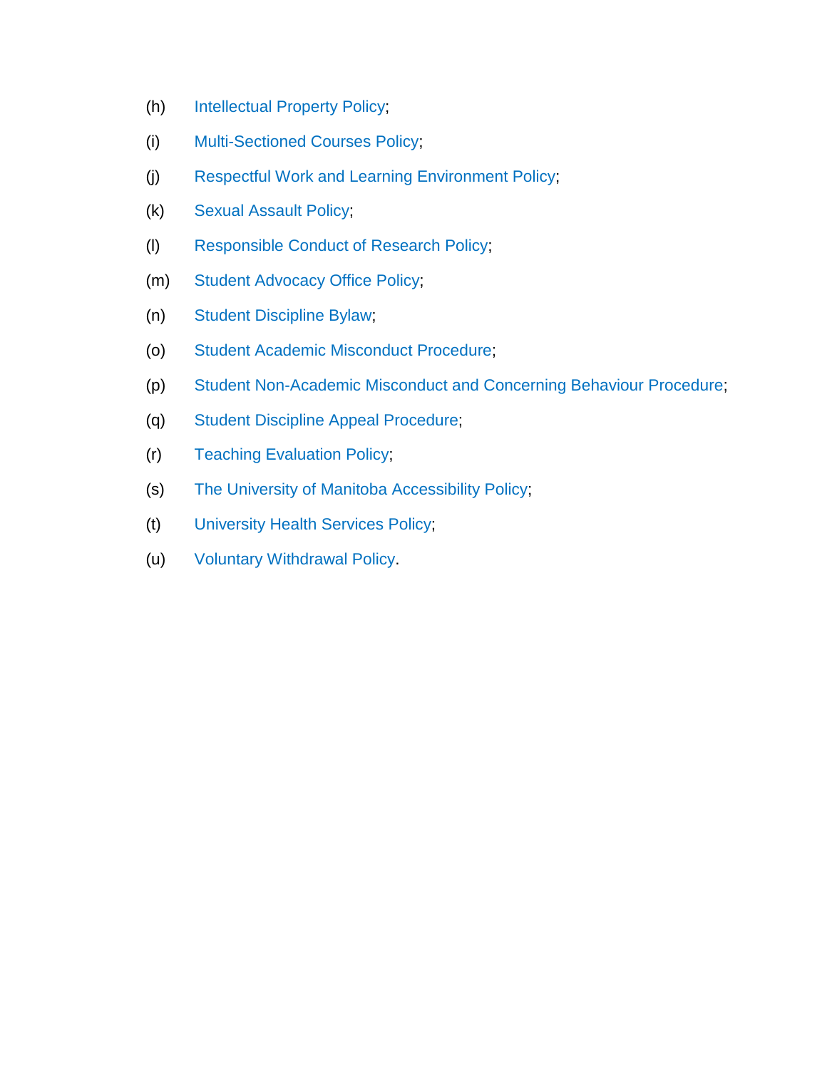(h) Intellectual Property Policy;

(i) Multi-Sectioned Courses Policy;

(j) Respectful Work and Learning Environment Policy;

(k) Sexual Assault Policy;

(l) Responsible Conduct of Research Policy;

(m) Student Advocacy Office Policy;

(n) Student Discipline Bylaw;

(o) Student Academic Misconduct Procedure;

(p) Student Non-Academic Misconduct and Concerning Behaviour Procedure;

(q) Student Discipline Appeal Procedure;

(r) Teaching Evaluation Policy;

(s) The University of Manitoba Accessibility Policy;

(t) University Health Services Policy;

(u) Voluntary Withdrawal Policy.